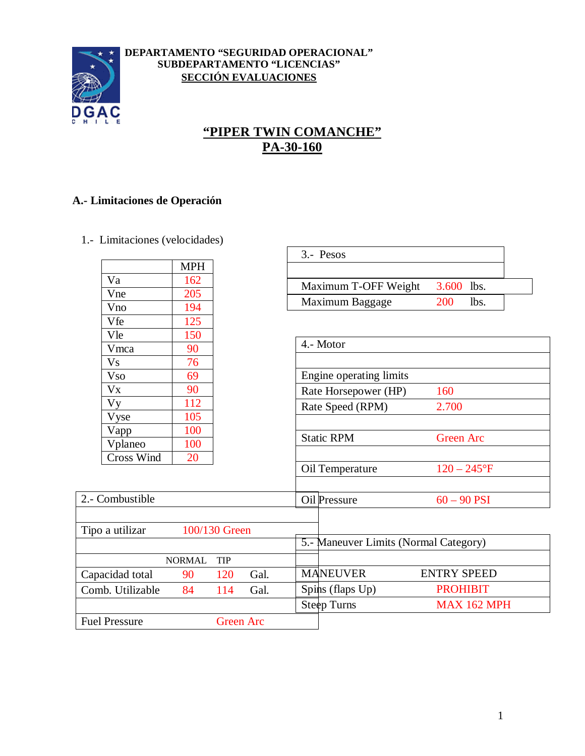**DEPARTAMENTO "SEGURIDAD OPERACIONAL"**
**SUBDEPARTAMENTO "LICENCIAS"**
**SECCIÓN EVALUACIONES**

# "PIPER TWIN COMANCHE"
# PA-30-160

## A.- Limitaciones de Operación

### 1.- Limitaciones (velocidades)

| | MPH |
|---|---|
| Va | 162 |
| Vne | 205 |
| Vno | 194 |
| Vfe | 125 |
| Vle | 150 |
| Vmca | 90 |
| Vs | 76 |
| Vso | 69 |
| Vx | 90 |
| Vy | 112 |
| Vyse | 105 |
| Vapp | 100 |
| Vplaneo | 100 |
| Cross Wind | 20 |

### 2.- Combustible

| | | | |
|---|---|---|---|
| Tipo a utilizar | 100/130 Green | | |
| | NORMAL | TIP | |
| Capacidad total | 90 | 120 | Gal. |
| Comb. Utilizable | 84 | 114 | Gal. |
| Fuel Pressure | Green Arc | | |

### 3.- Pesos

| | | |
|---|---|---|
| Maximum T-OFF Weight | 3.600 | lbs. |
| Maximum Baggage | 200 | lbs. |

### 4.- Motor

| | |
|---|---|
| Engine operating limits | |
| Rate Horsepower (HP) | 160 |
| Rate Speed (RPM) | 2.700 |
| Static RPM | Green Arc |
| Oil Temperature | 120 – 245°F |
| Oil Pressure | 60 – 90 PSI |

### 5.- Maneuver Limits (Normal Category)

| MANEUVER | ENTRY SPEED |
|---|---|
| Spins (flaps Up) | PROHIBIT |
| Steep Turns | MAX 162 MPH |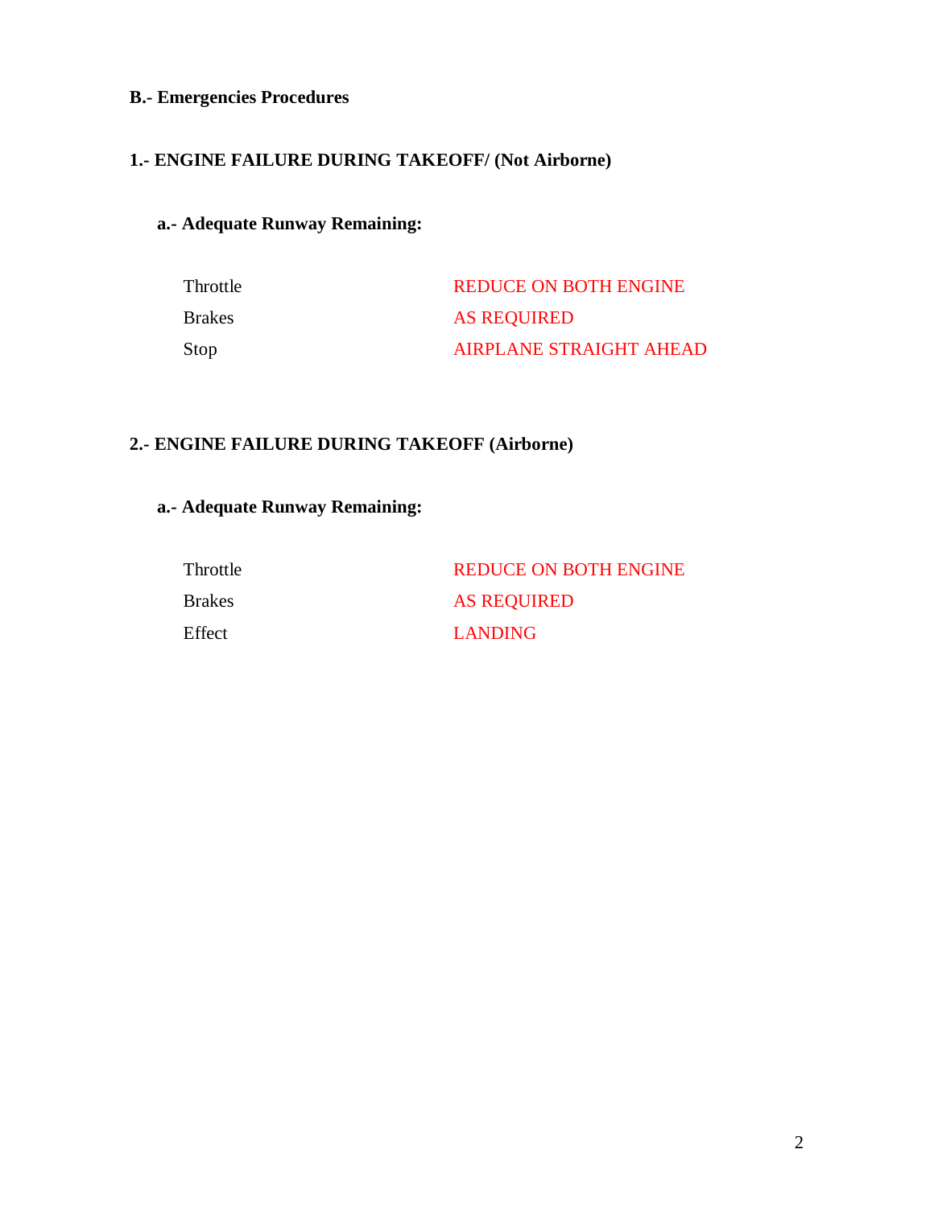**B.- Emergencies Procedures**

**1.- ENGINE FAILURE DURING TAKEOFF/ (Not Airborne)**

**a.- Adequate Runway Remaining:**

| | |
|---|---|
| Throttle | REDUCE ON BOTH ENGINE |
| Brakes | AS REQUIRED |
| Stop | AIRPLANE STRAIGHT AHEAD |

**2.- ENGINE FAILURE DURING TAKEOFF (Airborne)**

**a.- Adequate Runway Remaining:**

| | |
|---|---|
| Throttle | REDUCE ON BOTH ENGINE |
| Brakes | AS REQUIRED |
| Effect | LANDING |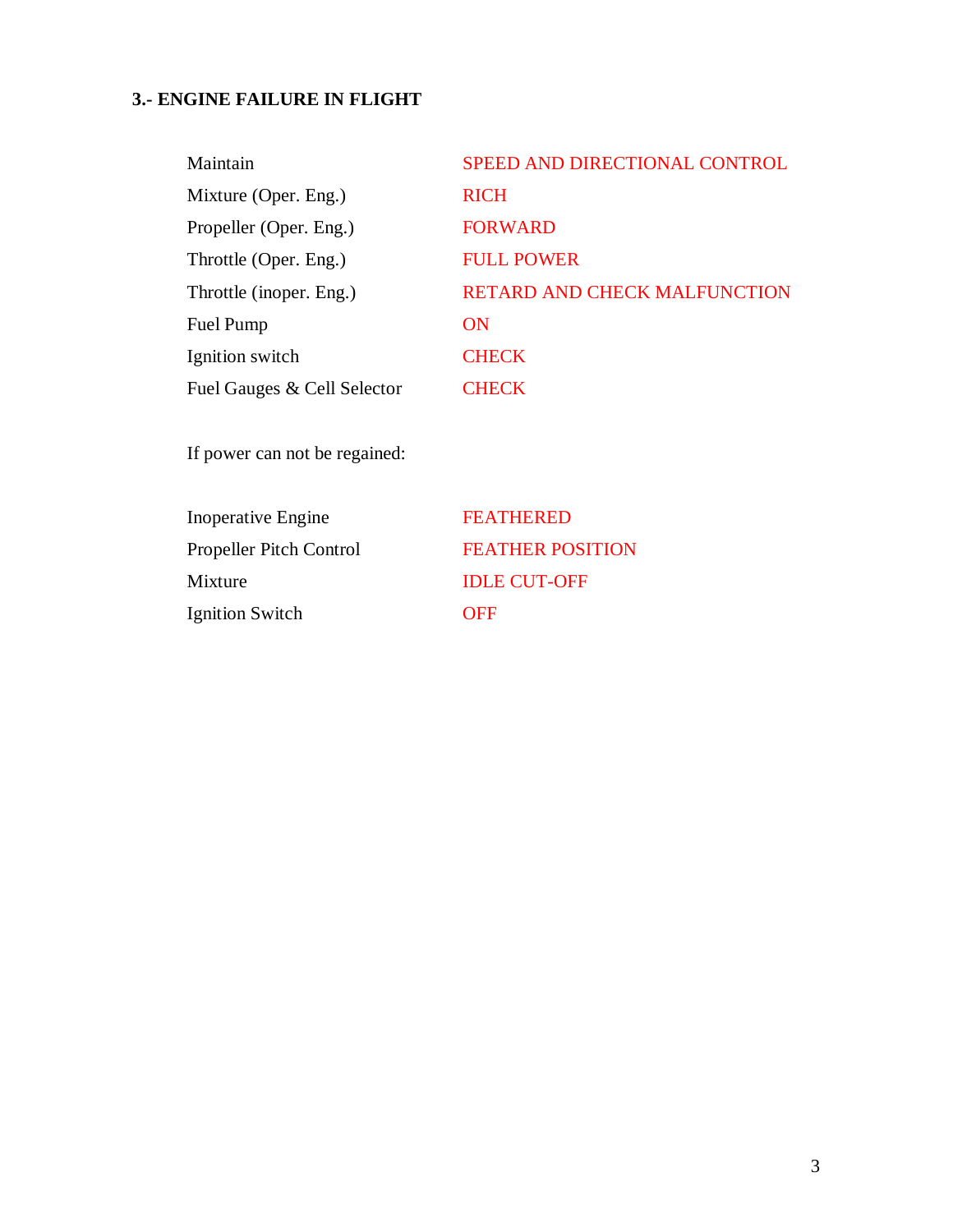### 3.- ENGINE FAILURE IN FLIGHT

| | |
|---|---|
| Maintain | SPEED AND DIRECTIONAL CONTROL |
| Mixture (Oper. Eng.) | RICH |
| Propeller (Oper. Eng.) | FORWARD |
| Throttle (Oper. Eng.) | FULL POWER |
| Throttle (inoper. Eng.) | RETARD AND CHECK MALFUNCTION |
| Fuel Pump | ON |
| Ignition switch | CHECK |
| Fuel Gauges & Cell Selector | CHECK |

If power can not be regained:

| | |
|---|---|
| Inoperative Engine | FEATHERED |
| Propeller Pitch Control | FEATHER POSITION |
| Mixture | IDLE CUT-OFF |
| Ignition Switch | OFF |